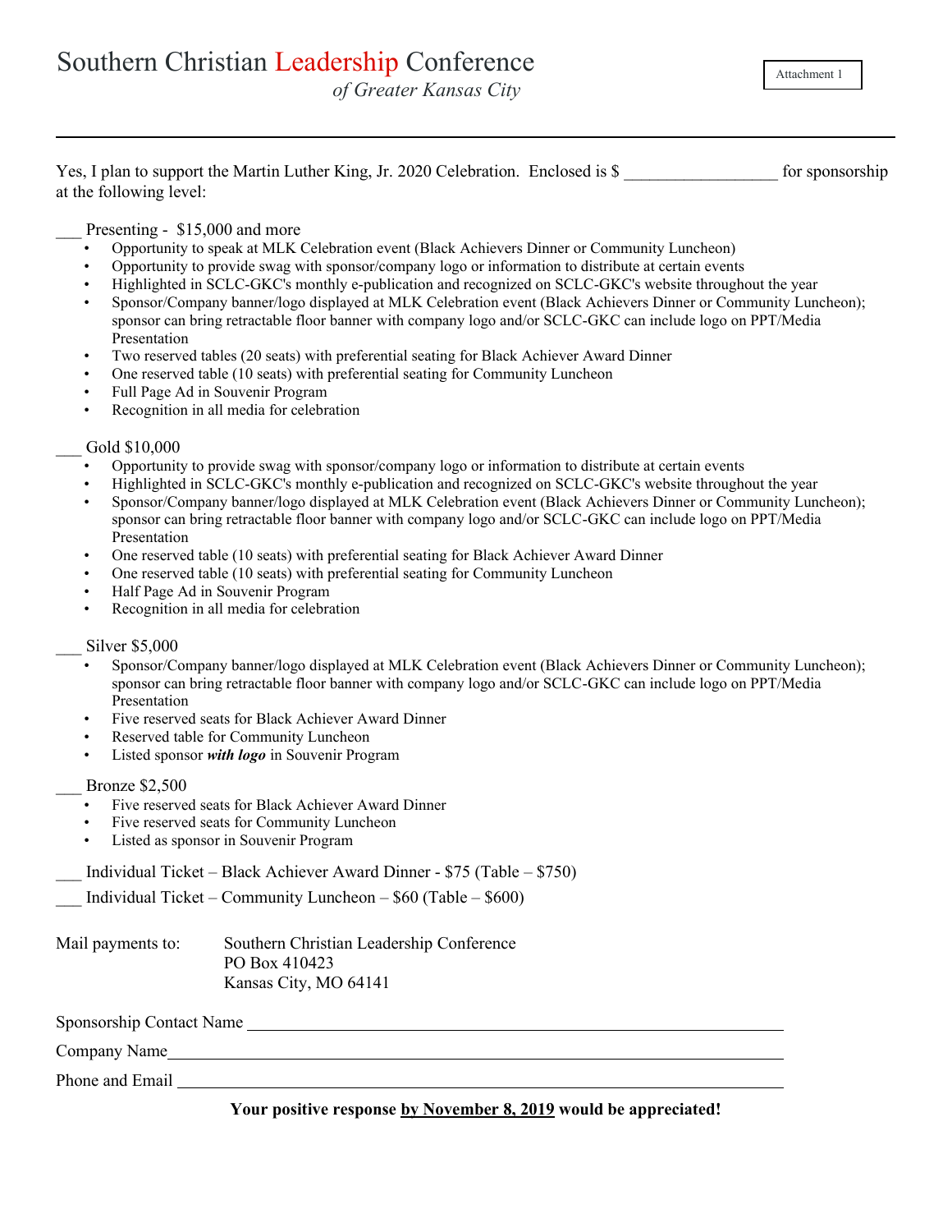# Southern Christian Leadership Conference

*of Greater Kansas City*

Attachment 1

---

Yes, I plan to support the Martin Luther King, Jr. 2020 Celebration. Enclosed is $ _________________ for sponsorship at the following level:

___ Presenting - $15,000 and more

- Opportunity to speak at MLK Celebration event (Black Achievers Dinner or Community Luncheon)
- Opportunity to provide swag with sponsor/company logo or information to distribute at certain events
- Highlighted in SCLC-GKC's monthly e-publication and recognized on SCLC-GKC's website throughout the year
- Sponsor/Company banner/logo displayed at MLK Celebration event (Black Achievers Dinner or Community Luncheon); sponsor can bring retractable floor banner with company logo and/or SCLC-GKC can include logo on PPT/Media Presentation
- Two reserved tables (20 seats) with preferential seating for Black Achiever Award Dinner
- One reserved table (10 seats) with preferential seating for Community Luncheon
- Full Page Ad in Souvenir Program
- Recognition in all media for celebration

___ Gold $10,000

- Opportunity to provide swag with sponsor/company logo or information to distribute at certain events
- Highlighted in SCLC-GKC's monthly e-publication and recognized on SCLC-GKC's website throughout the year
- Sponsor/Company banner/logo displayed at MLK Celebration event (Black Achievers Dinner or Community Luncheon); sponsor can bring retractable floor banner with company logo and/or SCLC-GKC can include logo on PPT/Media Presentation
- One reserved table (10 seats) with preferential seating for Black Achiever Award Dinner
- One reserved table (10 seats) with preferential seating for Community Luncheon
- Half Page Ad in Souvenir Program
- Recognition in all media for celebration

___ Silver $5,000

- Sponsor/Company banner/logo displayed at MLK Celebration event (Black Achievers Dinner or Community Luncheon); sponsor can bring retractable floor banner with company logo and/or SCLC-GKC can include logo on PPT/Media Presentation
- Five reserved seats for Black Achiever Award Dinner
- Reserved table for Community Luncheon
- Listed sponsor ***with logo*** in Souvenir Program

___ Bronze $2,500

- Five reserved seats for Black Achiever Award Dinner
- Five reserved seats for Community Luncheon
- Listed as sponsor in Souvenir Program

___ Individual Ticket – Black Achiever Award Dinner - $75 (Table – $750)

___ Individual Ticket – Community Luncheon – $60 (Table – $600)

Mail payments to:
Southern Christian Leadership Conference
PO Box 410423
Kansas City, MO 64141

Sponsorship Contact Name ______________________________________________

Company Name ______________________________________________

Phone and Email ______________________________________________

**Your positive response <u>by November 8, 2019</u> would be appreciated!**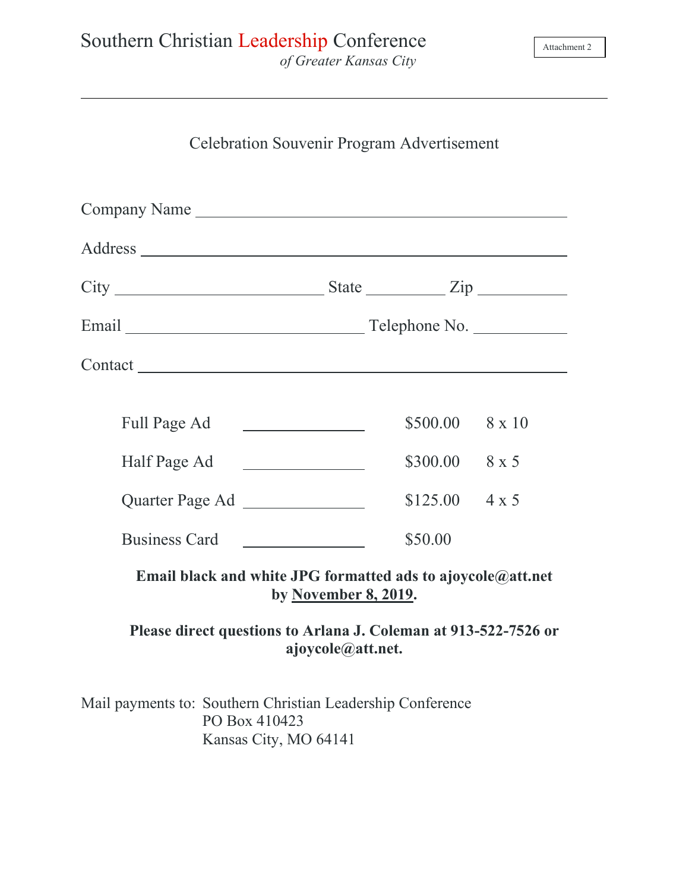# Southern Christian Leadership Conference

*of Greater Kansas City*

Attachment 2

---

## Celebration Souvenir Program Advertisement

Company Name ____________________________________________

Address ________________________________________________

City __________________________ State __________ Zip ___________

Email ______________________________ Telephone No. ___________

Contact ________________________________________________

| | | | |
|---|---|---|---|
| Full Page Ad | ______________ | $500.00 | 8 x 10 |
| Half Page Ad | ______________ | $300.00 | 8 x 5 |
| Quarter Page Ad | ______________ | $125.00 | 4 x 5 |
| Business Card | ______________ | $50.00 | |

**Email black and white JPG formatted ads to ajoycole@att.net by November 8, 2019.**

**Please direct questions to Arlana J. Coleman at 913-522-7526 or ajoycole@att.net.**

Mail payments to: Southern Christian Leadership Conference
PO Box 410423
Kansas City, MO 64141